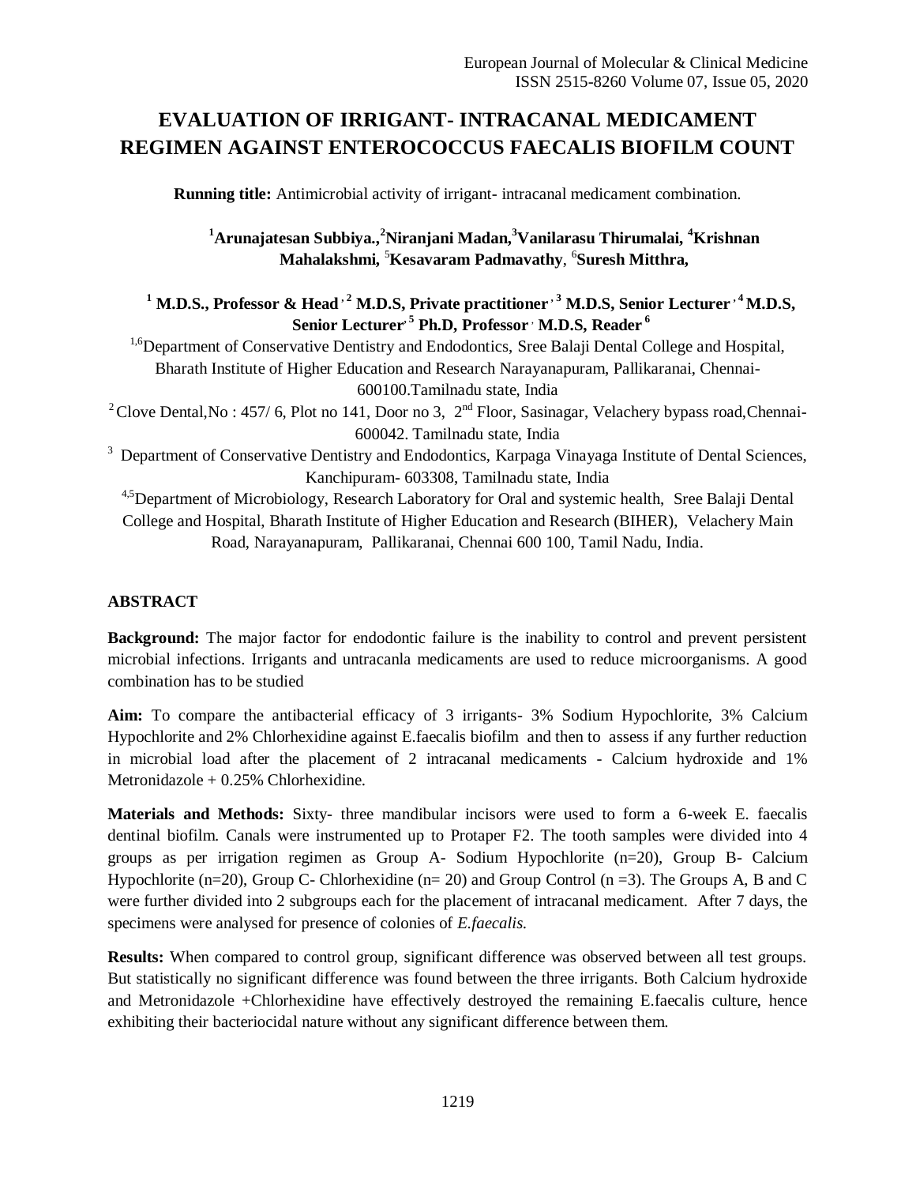# EVALUATION OF IRRIGANT- INTRACANAL MEDICAMENT REGIMEN AGAINST ENTEROCOCCUS FAECALIS BIOFILM COUNT

**Running title:** Antimicrobial activity of irrigant- intracanal medicament combination.

**[1]Arunajatesan Subbiya.,[2]Niranjani Madan,[3]Vanilarasu Thirumalai, [4]Krishnan Mahalakshmi, [5]Kesavaram Padmavathy, [6]Suresh Mitthra,**

**[1] M.D.S., Professor & Head , [2] M.D.S, Private practitioner , [3] M.D.S, Senior Lecturer , [4] M.D.S, Senior Lecturer, [5] Ph.D, Professor , M.D.S, Reader [6]**

[1,6]Department of Conservative Dentistry and Endodontics, Sree Balaji Dental College and Hospital, Bharath Institute of Higher Education and Research Narayanapuram, Pallikaranai, Chennai- 600100.Tamilnadu state, India

[2] Clove Dental,No : 457/ 6, Plot no 141, Door no 3, 2nd Floor, Sasinagar, Velachery bypass road,Chennai-600042. Tamilnadu state, India

[3] Department of Conservative Dentistry and Endodontics, Karpaga Vinayaga Institute of Dental Sciences, Kanchipuram- 603308, Tamilnadu state, India

[4,5]Department of Microbiology, Research Laboratory for Oral and systemic health, Sree Balaji Dental College and Hospital, Bharath Institute of Higher Education and Research (BIHER), Velachery Main Road, Narayanapuram, Pallikaranai, Chennai 600 100, Tamil Nadu, India.

## ABSTRACT

**Background:** The major factor for endodontic failure is the inability to control and prevent persistent microbial infections. Irrigants and untracanla medicaments are used to reduce microorganisms. A good combination has to be studied

**Aim:** To compare the antibacterial efficacy of 3 irrigants- 3% Sodium Hypochlorite, 3% Calcium Hypochlorite and 2% Chlorhexidine against E.faecalis biofilm and then to assess if any further reduction in microbial load after the placement of 2 intracanal medicaments - Calcium hydroxide and 1% Metronidazole + 0.25% Chlorhexidine.

**Materials and Methods:** Sixty- three mandibular incisors were used to form a 6-week E. faecalis dentinal biofilm. Canals were instrumented up to Protaper F2. The tooth samples were divided into 4 groups as per irrigation regimen as Group A- Sodium Hypochlorite (n=20), Group B- Calcium Hypochlorite (n=20), Group C- Chlorhexidine (n= 20) and Group Control (n =3). The Groups A, B and C were further divided into 2 subgroups each for the placement of intracanal medicament. After 7 days, the specimens were analysed for presence of colonies of *E.faecalis.*

**Results:** When compared to control group, significant difference was observed between all test groups. But statistically no significant difference was found between the three irrigants. Both Calcium hydroxide and Metronidazole +Chlorhexidine have effectively destroyed the remaining E.faecalis culture, hence exhibiting their bacteriocidal nature without any significant difference between them.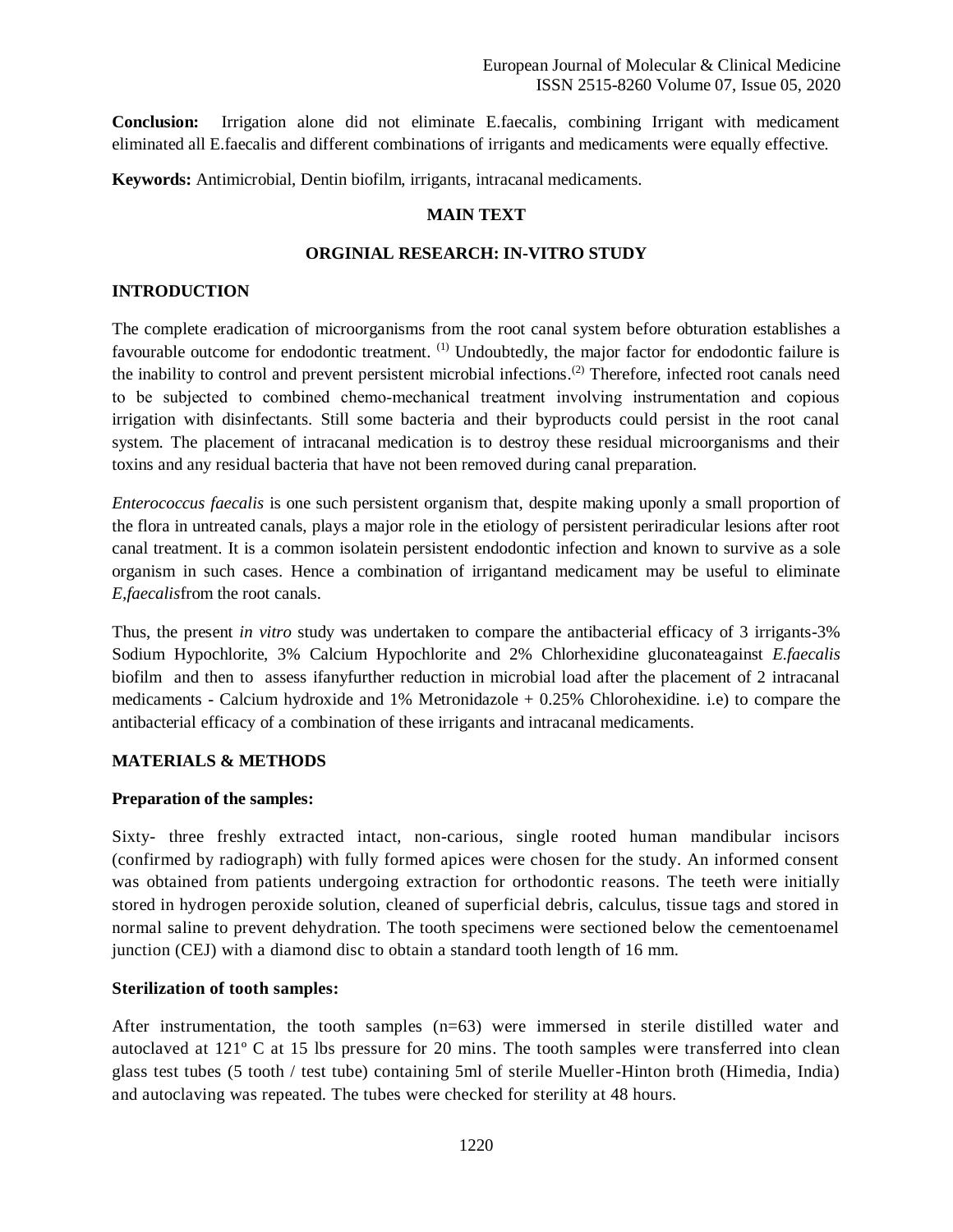**Conclusion:** Irrigation alone did not eliminate E.faecalis, combining Irrigant with medicament eliminated all E.faecalis and different combinations of irrigants and medicaments were equally effective.

**Keywords:** Antimicrobial, Dentin biofilm, irrigants, intracanal medicaments.

## MAIN TEXT

## ORGINIAL RESEARCH: IN-VITRO STUDY

### INTRODUCTION

The complete eradication of microorganisms from the root canal system before obturation establishes a favourable outcome for endodontic treatment. [1] Undoubtedly, the major factor for endodontic failure is the inability to control and prevent persistent microbial infections.[2] Therefore, infected root canals need to be subjected to combined chemo-mechanical treatment involving instrumentation and copious irrigation with disinfectants. Still some bacteria and their byproducts could persist in the root canal system. The placement of intracanal medication is to destroy these residual microorganisms and their toxins and any residual bacteria that have not been removed during canal preparation.

*Enterococcus faecalis* is one such persistent organism that, despite making uponly a small proportion of the flora in untreated canals, plays a major role in the etiology of persistent periradicular lesions after root canal treatment. It is a common isolatein persistent endodontic infection and known to survive as a sole organism in such cases. Hence a combination of irrigantand medicament may be useful to eliminate *E,faecalis*from the root canals.

Thus, the present *in vitro* study was undertaken to compare the antibacterial efficacy of 3 irrigants-3% Sodium Hypochlorite, 3% Calcium Hypochlorite and 2% Chlorhexidine gluconateagainst *E.faecalis* biofilm and then to assess ifanyfurther reduction in microbial load after the placement of 2 intracanal medicaments - Calcium hydroxide and 1% Metronidazole + 0.25% Chlorohexidine. i.e) to compare the antibacterial efficacy of a combination of these irrigants and intracanal medicaments.

### MATERIALS & METHODS

**Preparation of the samples:**

Sixty- three freshly extracted intact, non-carious, single rooted human mandibular incisors (confirmed by radiograph) with fully formed apices were chosen for the study. An informed consent was obtained from patients undergoing extraction for orthodontic reasons. The teeth were initially stored in hydrogen peroxide solution, cleaned of superficial debris, calculus, tissue tags and stored in normal saline to prevent dehydration. The tooth specimens were sectioned below the cementoenamel junction (CEJ) with a diamond disc to obtain a standard tooth length of 16 mm.

**Sterilization of tooth samples:**

After instrumentation, the tooth samples (n=63) were immersed in sterile distilled water and autoclaved at 121º C at 15 lbs pressure for 20 mins. The tooth samples were transferred into clean glass test tubes (5 tooth / test tube) containing 5ml of sterile Mueller-Hinton broth (Himedia, India) and autoclaving was repeated. The tubes were checked for sterility at 48 hours.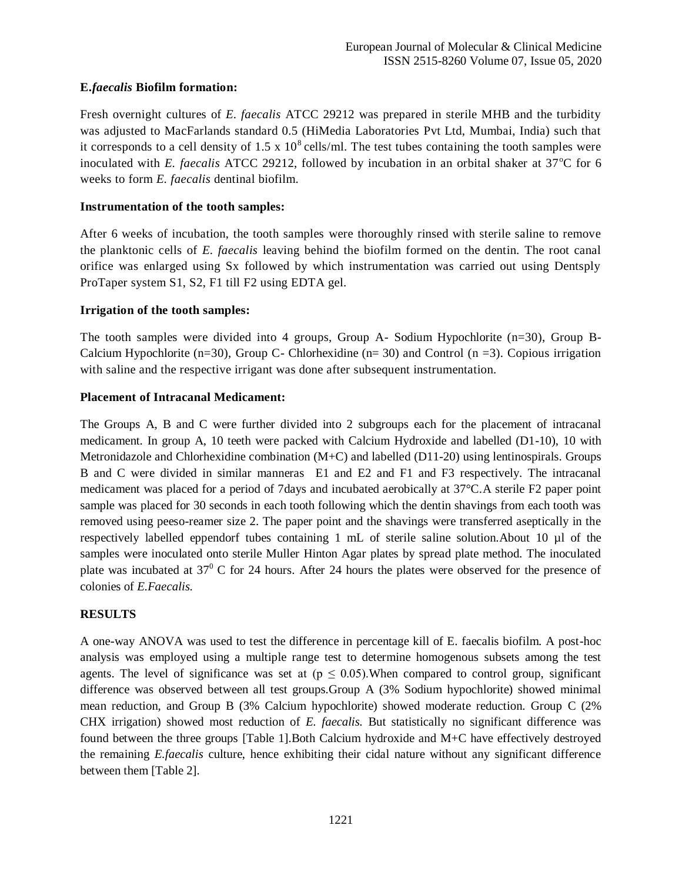### E.*faecalis* Biofilm formation:

Fresh overnight cultures of *E. faecalis* ATCC 29212 was prepared in sterile MHB and the turbidity was adjusted to MacFarlands standard 0.5 (HiMedia Laboratories Pvt Ltd, Mumbai, India) such that it corresponds to a cell density of $1.5 \times 10^8$ cells/ml. The test tubes containing the tooth samples were inoculated with *E. faecalis* ATCC 29212, followed by incubation in an orbital shaker at 37°C for 6 weeks to form *E. faecalis* dentinal biofilm.

### Instrumentation of the tooth samples:

After 6 weeks of incubation, the tooth samples were thoroughly rinsed with sterile saline to remove the planktonic cells of *E. faecalis* leaving behind the biofilm formed on the dentin. The root canal orifice was enlarged using Sx followed by which instrumentation was carried out using Dentsply ProTaper system S1, S2, F1 till F2 using EDTA gel.

### Irrigation of the tooth samples:

The tooth samples were divided into 4 groups, Group A- Sodium Hypochlorite (n=30), Group B- Calcium Hypochlorite (n=30), Group C- Chlorhexidine (n= 30) and Control (n =3). Copious irrigation with saline and the respective irrigant was done after subsequent instrumentation.

### Placement of Intracanal Medicament:

The Groups A, B and C were further divided into 2 subgroups each for the placement of intracanal medicament. In group A, 10 teeth were packed with Calcium Hydroxide and labelled (D1-10), 10 with Metronidazole and Chlorhexidine combination (M+C) and labelled (D11-20) using lentinospirals. Groups B and C were divided in similar manneras E1 and E2 and F1 and F3 respectively. The intracanal medicament was placed for a period of 7days and incubated aerobically at 37°C.A sterile F2 paper point sample was placed for 30 seconds in each tooth following which the dentin shavings from each tooth was removed using peeso-reamer size 2. The paper point and the shavings were transferred aseptically in the respectively labelled eppendorf tubes containing 1 mL of sterile saline solution.About 10 µl of the samples were inoculated onto sterile Muller Hinton Agar plates by spread plate method. The inoculated plate was incubated at $37^0$ C for 24 hours. After 24 hours the plates were observed for the presence of colonies of *E.Faecalis.*

## RESULTS

A one-way ANOVA was used to test the difference in percentage kill of E. faecalis biofilm. A post-hoc analysis was employed using a multiple range test to determine homogenous subsets among the test agents. The level of significance was set at ($p \leq 0.05$).When compared to control group, significant difference was observed between all test groups.Group A (3% Sodium hypochlorite) showed minimal mean reduction, and Group B (3% Calcium hypochlorite) showed moderate reduction. Group C (2% CHX irrigation) showed most reduction of *E. faecalis.* But statistically no significant difference was found between the three groups [Table 1].Both Calcium hydroxide and M+C have effectively destroyed the remaining *E.faecalis* culture, hence exhibiting their cidal nature without any significant difference between them [Table 2].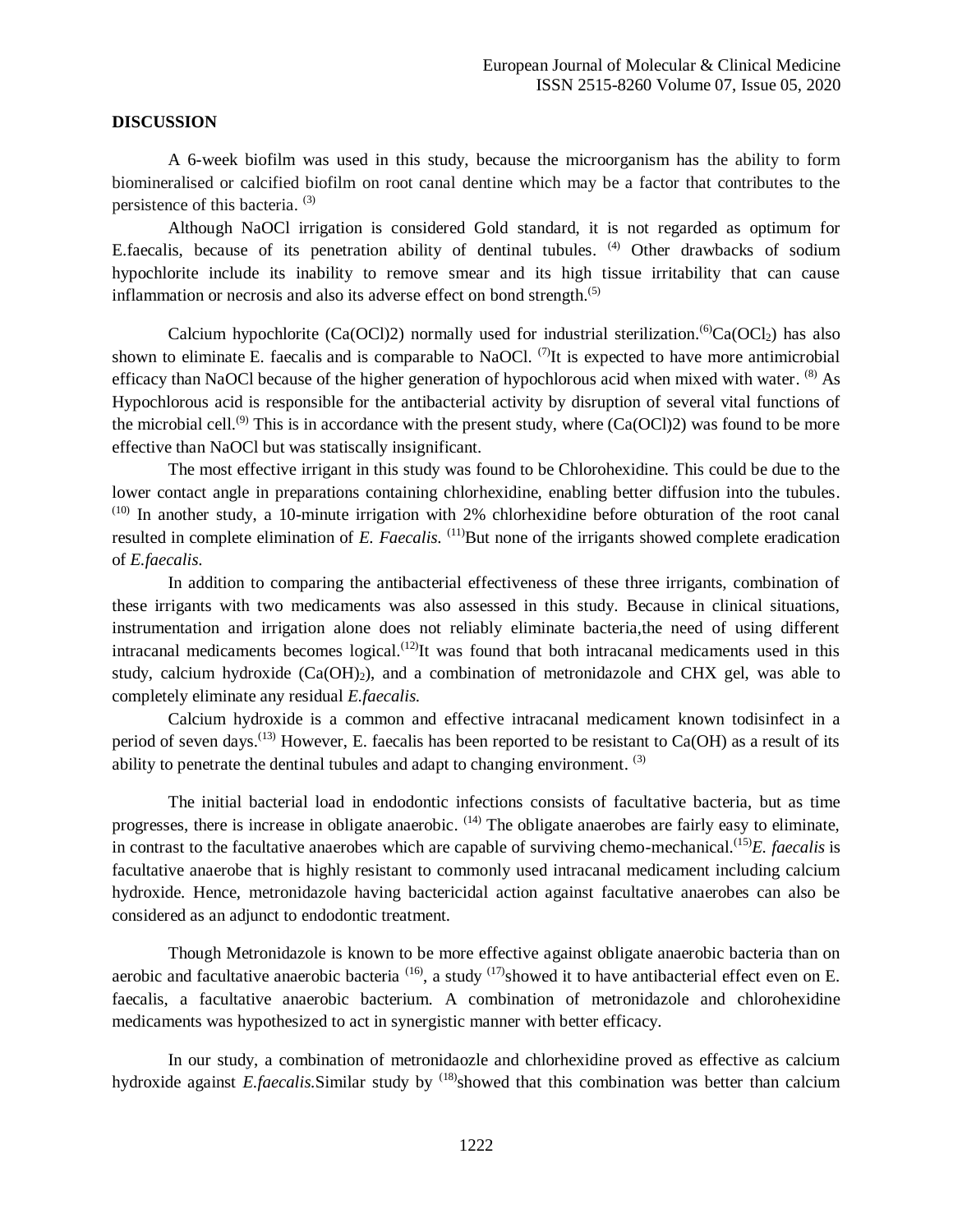**DISCUSSION**

A 6-week biofilm was used in this study, because the microorganism has the ability to form biomineralised or calcified biofilm on root canal dentine which may be a factor that contributes to the persistence of this bacteria. [3]

Although NaOCl irrigation is considered Gold standard, it is not regarded as optimum for E.faecalis, because of its penetration ability of dentinal tubules. [4] Other drawbacks of sodium hypochlorite include its inability to remove smear and its high tissue irritability that can cause inflammation or necrosis and also its adverse effect on bond strength.[5]

Calcium hypochlorite (Ca(OCl)2) normally used for industrial sterilization.[6]$Ca(OCl_2)$ has also shown to eliminate E. faecalis and is comparable to NaOCl. [7]It is expected to have more antimicrobial efficacy than NaOCl because of the higher generation of hypochlorous acid when mixed with water. [8] As Hypochlorous acid is responsible for the antibacterial activity by disruption of several vital functions of the microbial cell.[9] This is in accordance with the present study, where (Ca(OCl)2) was found to be more effective than NaOCl but was staticscally insignificant.

The most effective irrigant in this study was found to be Chlorohexidine. This could be due to the lower contact angle in preparations containing chlorhexidine, enabling better diffusion into the tubules. [10] In another study, a 10-minute irrigation with 2% chlorhexidine before obturation of the root canal resulted in complete elimination of *E. Faecalis.* [11]But none of the irrigants showed complete eradication of *E.faecalis.*

In addition to comparing the antibacterial effectiveness of these three irrigants, combination of these irrigants with two medicaments was also assessed in this study. Because in clinical situations, instrumentation and irrigation alone does not reliably eliminate bacteria,the need of using different intracanal medicaments becomes logical.[12]It was found that both intracanal medicaments used in this study, calcium hydroxide ($Ca(OH)_2$), and a combination of metronidazole and CHX gel, was able to completely eliminate any residual *E.faecalis.*

Calcium hydroxide is a common and effective intracanal medicament known todisinfect in a period of seven days.[13] However, E. faecalis has been reported to be resistant to Ca(OH) as a result of its ability to penetrate the dentinal tubules and adapt to changing environment. [3]

The initial bacterial load in endodontic infections consists of facultative bacteria, but as time progresses, there is increase in obligate anaerobic. [14] The obligate anaerobes are fairly easy to eliminate, in contrast to the facultative anaerobes which are capable of surviving chemo-mechanical.[15]*E. faecalis* is facultative anaerobe that is highly resistant to commonly used intracanal medicament including calcium hydroxide. Hence, metronidazole having bactericidal action against facultative anaerobes can also be considered as an adjunct to endodontic treatment.

Though Metronidazole is known to be more effective against obligate anaerobic bacteria than on aerobic and facultative anaerobic bacteria [16], a study [17]showed it to have antibacterial effect even on E. faecalis, a facultative anaerobic bacterium. A combination of metronidazole and chlorohexidine medicaments was hypothesized to act in synergistic manner with better efficacy.

In our study, a combination of metronidaozle and chlorhexidine proved as effective as calcium hydroxide against *E.faecalis.*Similar study by [18]showed that this combination was better than calcium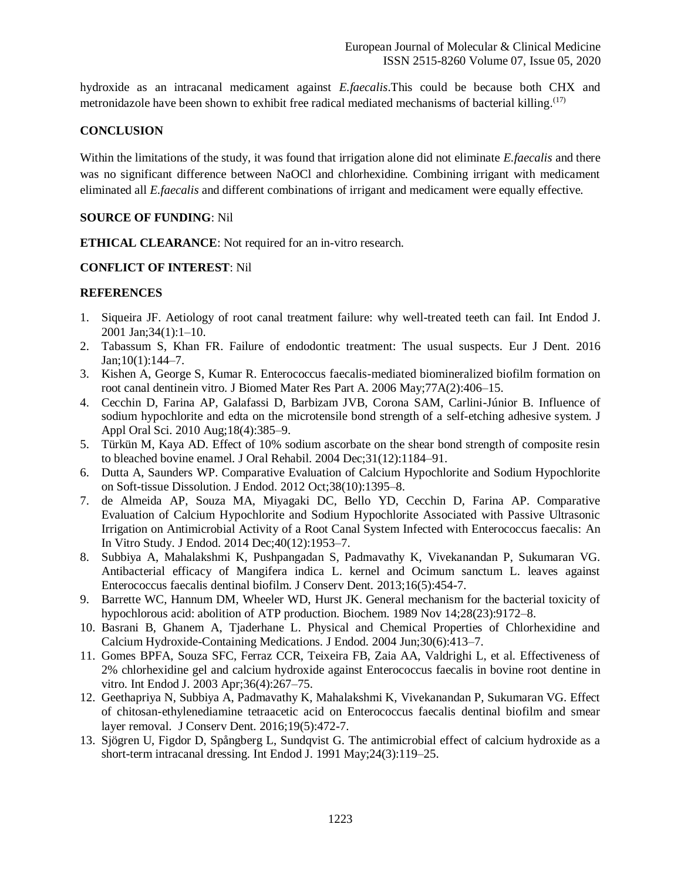hydroxide as an intracanal medicament against *E.faecalis*.This could be because both CHX and metronidazole have been shown to exhibit free radical mediated mechanisms of bacterial killing.[17]

## CONCLUSION

Within the limitations of the study, it was found that irrigation alone did not eliminate *E.faecalis* and there was no significant difference between NaOCl and chlorhexidine. Combining irrigant with medicament eliminated all *E.faecalis* and different combinations of irrigant and medicament were equally effective.

**SOURCE OF FUNDING**: Nil

**ETHICAL CLEARANCE**: Not required for an in-vitro research.

**CONFLICT OF INTEREST**: Nil

## REFERENCES

1. Siqueira JF. Aetiology of root canal treatment failure: why well-treated teeth can fail. Int Endod J. 2001 Jan;34(1):1–10.
2. Tabassum S, Khan FR. Failure of endodontic treatment: The usual suspects. Eur J Dent. 2016 Jan;10(1):144–7.
3. Kishen A, George S, Kumar R. Enterococcus faecalis-mediated biomineralized biofilm formation on root canal dentinein vitro. J Biomed Mater Res Part A. 2006 May;77A(2):406–15.
4. Cecchin D, Farina AP, Galafassi D, Barbizam JVB, Corona SAM, Carlini-Júnior B. Influence of sodium hypochlorite and edta on the microtensile bond strength of a self-etching adhesive system. J Appl Oral Sci. 2010 Aug;18(4):385–9.
5. Türkün M, Kaya AD. Effect of 10% sodium ascorbate on the shear bond strength of composite resin to bleached bovine enamel. J Oral Rehabil. 2004 Dec;31(12):1184–91.
6. Dutta A, Saunders WP. Comparative Evaluation of Calcium Hypochlorite and Sodium Hypochlorite on Soft-tissue Dissolution. J Endod. 2012 Oct;38(10):1395–8.
7. de Almeida AP, Souza MA, Miyagaki DC, Bello YD, Cecchin D, Farina AP. Comparative Evaluation of Calcium Hypochlorite and Sodium Hypochlorite Associated with Passive Ultrasonic Irrigation on Antimicrobial Activity of a Root Canal System Infected with Enterococcus faecalis: An In Vitro Study. J Endod. 2014 Dec;40(12):1953–7.
8. Subbiya A, Mahalakshmi K, Pushpangadan S, Padmavathy K, Vivekanandan P, Sukumaran VG. Antibacterial efficacy of Mangifera indica L. kernel and Ocimum sanctum L. leaves against Enterococcus faecalis dentinal biofilm. J Conserv Dent. 2013;16(5):454-7.
9. Barrette WC, Hannum DM, Wheeler WD, Hurst JK. General mechanism for the bacterial toxicity of hypochlorous acid: abolition of ATP production. Biochem. 1989 Nov 14;28(23):9172–8.
10. Basrani B, Ghanem A, Tjaderhane L. Physical and Chemical Properties of Chlorhexidine and Calcium Hydroxide-Containing Medications. J Endod. 2004 Jun;30(6):413–7.
11. Gomes BPFA, Souza SFC, Ferraz CCR, Teixeira FB, Zaia AA, Valdrighi L, et al. Effectiveness of 2% chlorhexidine gel and calcium hydroxide against Enterococcus faecalis in bovine root dentine in vitro. Int Endod J. 2003 Apr;36(4):267–75.
12. Geethapriya N, Subbiya A, Padmavathy K, Mahalakshmi K, Vivekanandan P, Sukumaran VG. Effect of chitosan-ethylenediamine tetraacetic acid on Enterococcus faecalis dentinal biofilm and smear layer removal. J Conserv Dent. 2016;19(5):472-7.
13. Sjögren U, Figdor D, Spångberg L, Sundqvist G. The antimicrobial effect of calcium hydroxide as a short-term intracanal dressing. Int Endod J. 1991 May;24(3):119–25.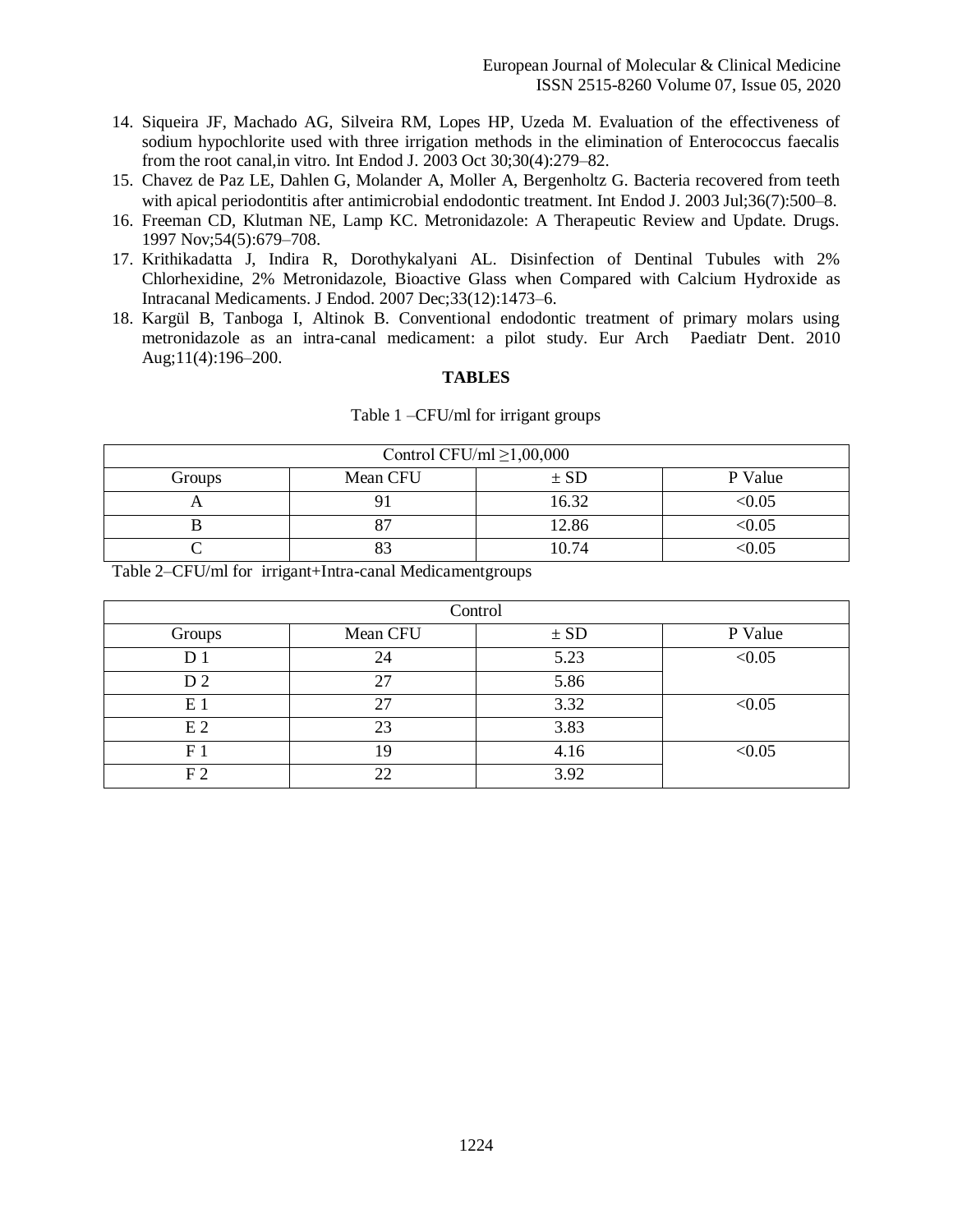14. Siqueira JF, Machado AG, Silveira RM, Lopes HP, Uzeda M. Evaluation of the effectiveness of sodium hypochlorite used with three irrigation methods in the elimination of Enterococcus faecalis from the root canal,in vitro. Int Endod J. 2003 Oct 30;30(4):279–82.
15. Chavez de Paz LE, Dahlen G, Molander A, Moller A, Bergenholtz G. Bacteria recovered from teeth with apical periodontitis after antimicrobial endodontic treatment. Int Endod J. 2003 Jul;36(7):500–8.
16. Freeman CD, Klutman NE, Lamp KC. Metronidazole: A Therapeutic Review and Update. Drugs. 1997 Nov;54(5):679–708.
17. Krithikadatta J, Indira R, Dorothykalyani AL. Disinfection of Dentinal Tubules with 2% Chlorhexidine, 2% Metronidazole, Bioactive Glass when Compared with Calcium Hydroxide as Intracanal Medicaments. J Endod. 2007 Dec;33(12):1473–6.
18. Kargül B, Tanboga I, Altinok B. Conventional endodontic treatment of primary molars using metronidazole as an intra-canal medicament: a pilot study. Eur Arch Paediatr Dent. 2010 Aug;11(4):196–200.

## TABLES

Table 1 –CFU/ml for irrigant groups

| Control CFU/ml ≥1,00,000 | | | |
|---|---|---|---|
| Groups | Mean CFU | ± SD | P Value |
| A | 91 | 16.32 | <0.05 |
| B | 87 | 12.86 | <0.05 |
| C | 83 | 10.74 | <0.05 |

Table 2–CFU/ml for irrigant+Intra-canal Medicamentgroups

| Control | | | |
|---|---|---|---|
| Groups | Mean CFU | ± SD | P Value |
| D 1 | 24 | 5.23 | <0.05 |
| D 2 | 27 | 5.86 | |
| E 1 | 27 | 3.32 | <0.05 |
| E 2 | 23 | 3.83 | |
| F 1 | 19 | 4.16 | <0.05 |
| F 2 | 22 | 3.92 | |